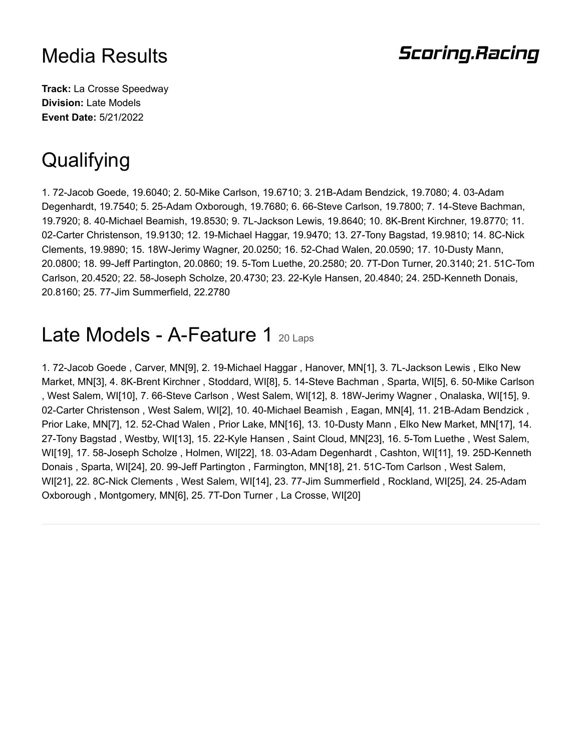# Media Results

**Scoring.Racing**

**Track:** La Crosse Speedway
**Division:** Late Models
**Event Date:** 5/21/2022

# Qualifying

1. 72-Jacob Goede, 19.6040; 2. 50-Mike Carlson, 19.6710; 3. 21B-Adam Bendzick, 19.7080; 4. 03-Adam Degenhardt, 19.7540; 5. 25-Adam Oxborough, 19.7680; 6. 66-Steve Carlson, 19.7800; 7. 14-Steve Bachman, 19.7920; 8. 40-Michael Beamish, 19.8530; 9. 7L-Jackson Lewis, 19.8640; 10. 8K-Brent Kirchner, 19.8770; 11. 02-Carter Christenson, 19.9130; 12. 19-Michael Haggar, 19.9470; 13. 27-Tony Bagstad, 19.9810; 14. 8C-Nick Clements, 19.9890; 15. 18W-Jerimy Wagner, 20.0250; 16. 52-Chad Walen, 20.0590; 17. 10-Dusty Mann, 20.0800; 18. 99-Jeff Partington, 20.0860; 19. 5-Tom Luethe, 20.2580; 20. 7T-Don Turner, 20.3140; 21. 51C-Tom Carlson, 20.4520; 22. 58-Joseph Scholze, 20.4730; 23. 22-Kyle Hansen, 20.4840; 24. 25D-Kenneth Donais, 20.8160; 25. 77-Jim Summerfield, 22.2780

# Late Models - A-Feature 1 20 Laps

1. 72-Jacob Goede , Carver, MN[9], 2. 19-Michael Haggar , Hanover, MN[1], 3. 7L-Jackson Lewis , Elko New Market, MN[3], 4. 8K-Brent Kirchner , Stoddard, WI[8], 5. 14-Steve Bachman , Sparta, WI[5], 6. 50-Mike Carlson , West Salem, WI[10], 7. 66-Steve Carlson , West Salem, WI[12], 8. 18W-Jerimy Wagner , Onalaska, WI[15], 9. 02-Carter Christenson , West Salem, WI[2], 10. 40-Michael Beamish , Eagan, MN[4], 11. 21B-Adam Bendzick , Prior Lake, MN[7], 12. 52-Chad Walen , Prior Lake, MN[16], 13. 10-Dusty Mann , Elko New Market, MN[17], 14. 27-Tony Bagstad , Westby, WI[13], 15. 22-Kyle Hansen , Saint Cloud, MN[23], 16. 5-Tom Luethe , West Salem, WI[19], 17. 58-Joseph Scholze , Holmen, WI[22], 18. 03-Adam Degenhardt , Cashton, WI[11], 19. 25D-Kenneth Donais , Sparta, WI[24], 20. 99-Jeff Partington , Farmington, MN[18], 21. 51C-Tom Carlson , West Salem, WI[21], 22. 8C-Nick Clements , West Salem, WI[14], 23. 77-Jim Summerfield , Rockland, WI[25], 24. 25-Adam Oxborough , Montgomery, MN[6], 25. 7T-Don Turner , La Crosse, WI[20]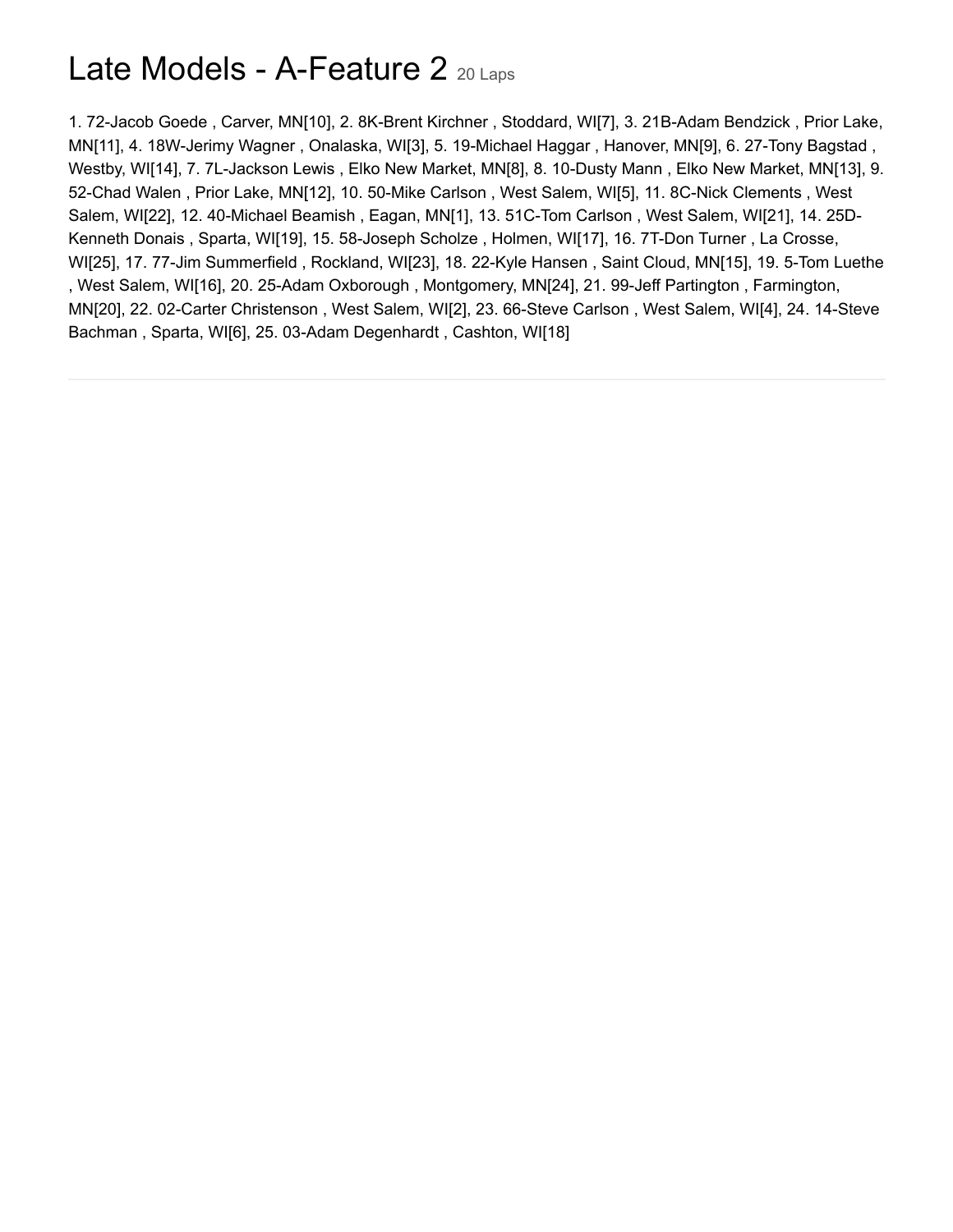# Late Models - A-Feature 2 20 Laps

1. 72-Jacob Goede , Carver, MN[10], 2. 8K-Brent Kirchner , Stoddard, WI[7], 3. 21B-Adam Bendzick , Prior Lake, MN[11], 4. 18W-Jerimy Wagner , Onalaska, WI[3], 5. 19-Michael Haggar , Hanover, MN[9], 6. 27-Tony Bagstad , Westby, WI[14], 7. 7L-Jackson Lewis , Elko New Market, MN[8], 8. 10-Dusty Mann , Elko New Market, MN[13], 9. 52-Chad Walen , Prior Lake, MN[12], 10. 50-Mike Carlson , West Salem, WI[5], 11. 8C-Nick Clements , West Salem, WI[22], 12. 40-Michael Beamish , Eagan, MN[1], 13. 51C-Tom Carlson , West Salem, WI[21], 14. 25D-Kenneth Donais , Sparta, WI[19], 15. 58-Joseph Scholze , Holmen, WI[17], 16. 7T-Don Turner , La Crosse, WI[25], 17. 77-Jim Summerfield , Rockland, WI[23], 18. 22-Kyle Hansen , Saint Cloud, MN[15], 19. 5-Tom Luethe , West Salem, WI[16], 20. 25-Adam Oxborough , Montgomery, MN[24], 21. 99-Jeff Partington , Farmington, MN[20], 22. 02-Carter Christenson , West Salem, WI[2], 23. 66-Steve Carlson , West Salem, WI[4], 24. 14-Steve Bachman , Sparta, WI[6], 25. 03-Adam Degenhardt , Cashton, WI[18]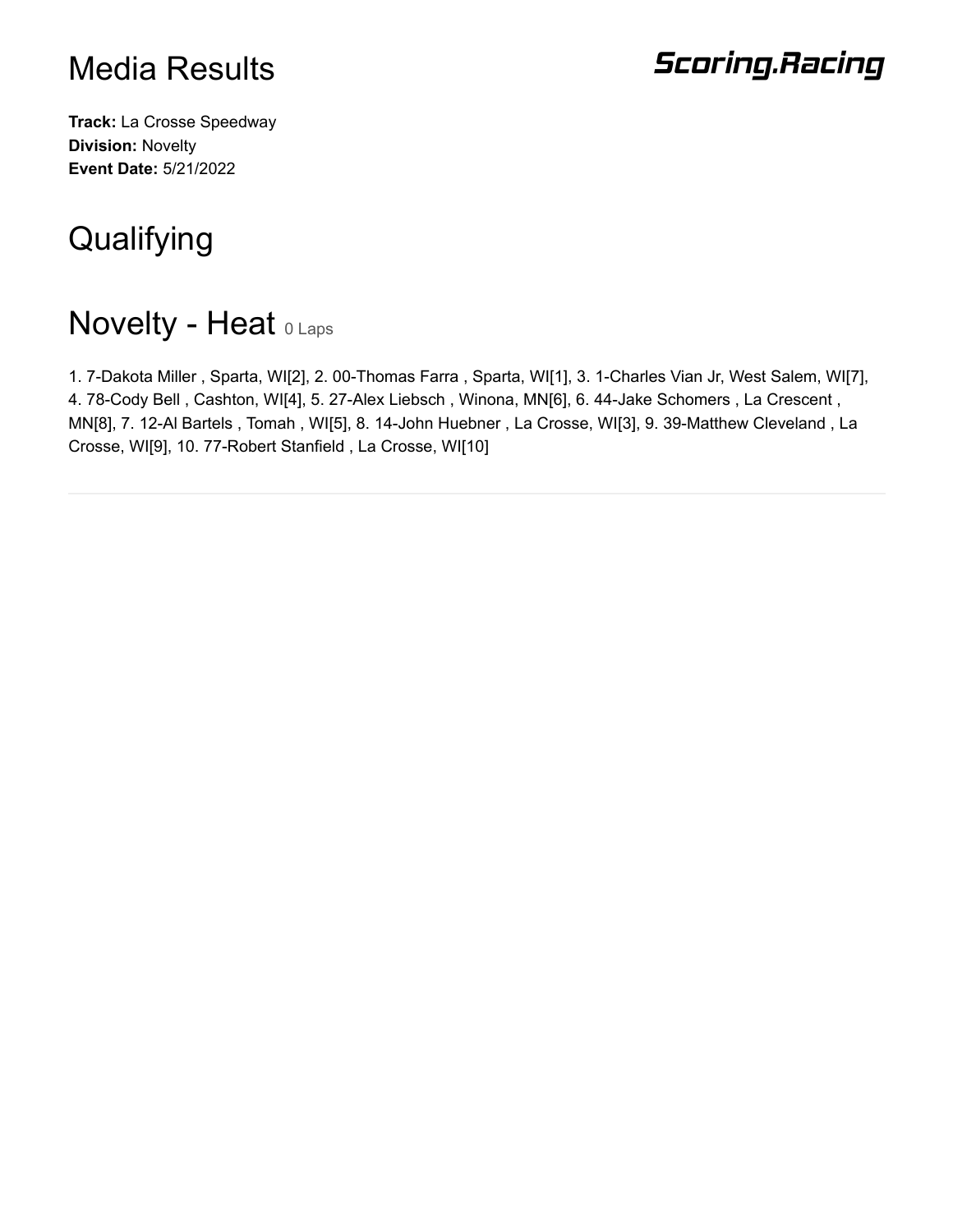# Media Results

**Scoring.Racing**

**Track:** La Crosse Speedway
**Division:** Novelty
**Event Date:** 5/21/2022

# Qualifying

## Novelty - Heat 0 Laps

1. 7-Dakota Miller , Sparta, WI[2], 2. 00-Thomas Farra , Sparta, WI[1], 3. 1-Charles Vian Jr, West Salem, WI[7], 4. 78-Cody Bell , Cashton, WI[4], 5. 27-Alex Liebsch , Winona, MN[6], 6. 44-Jake Schomers , La Crescent , MN[8], 7. 12-Al Bartels , Tomah , WI[5], 8. 14-John Huebner , La Crosse, WI[3], 9. 39-Matthew Cleveland , La Crosse, WI[9], 10. 77-Robert Stanfield , La Crosse, WI[10]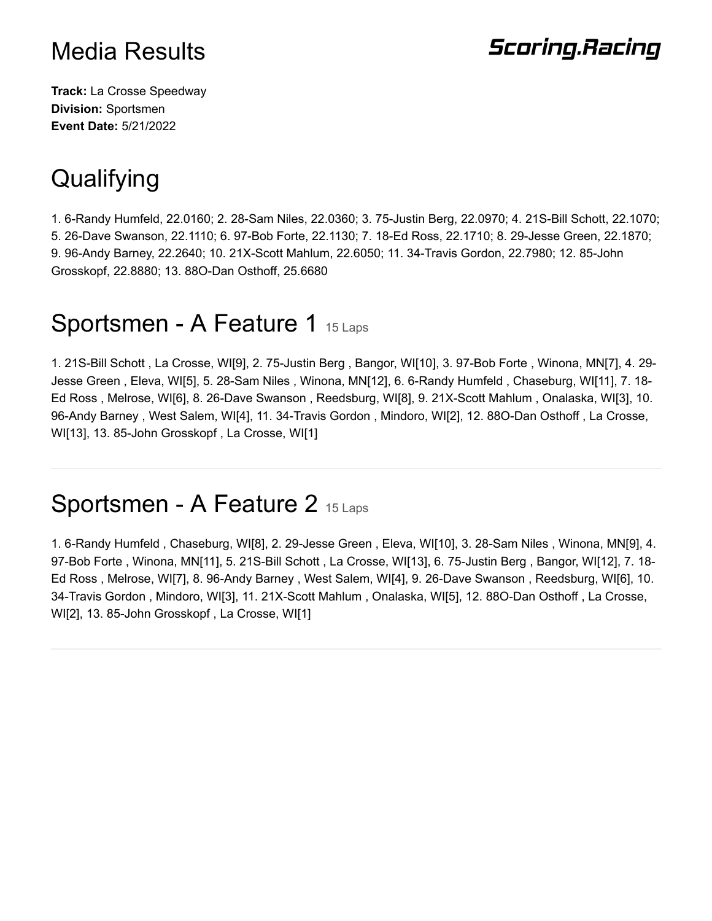# Media Results

**Scoring.Racing**

**Track:** La Crosse Speedway
**Division:** Sportsmen
**Event Date:** 5/21/2022

# Qualifying

1. 6-Randy Humfeld, 22.0160; 2. 28-Sam Niles, 22.0360; 3. 75-Justin Berg, 22.0970; 4. 21S-Bill Schott, 22.1070; 5. 26-Dave Swanson, 22.1110; 6. 97-Bob Forte, 22.1130; 7. 18-Ed Ross, 22.1710; 8. 29-Jesse Green, 22.1870; 9. 96-Andy Barney, 22.2640; 10. 21X-Scott Mahlum, 22.6050; 11. 34-Travis Gordon, 22.7980; 12. 85-John Grosskopf, 22.8880; 13. 88O-Dan Osthoff, 25.6680

# Sportsmen - A Feature 1 15 Laps

1. 21S-Bill Schott , La Crosse, WI[9], 2. 75-Justin Berg , Bangor, WI[10], 3. 97-Bob Forte , Winona, MN[7], 4. 29-Jesse Green , Eleva, WI[5], 5. 28-Sam Niles , Winona, MN[12], 6. 6-Randy Humfeld , Chaseburg, WI[11], 7. 18-Ed Ross , Melrose, WI[6], 8. 26-Dave Swanson , Reedsburg, WI[8], 9. 21X-Scott Mahlum , Onalaska, WI[3], 10. 96-Andy Barney , West Salem, WI[4], 11. 34-Travis Gordon , Mindoro, WI[2], 12. 88O-Dan Osthoff , La Crosse, WI[13], 13. 85-John Grosskopf , La Crosse, WI[1]

---

# Sportsmen - A Feature 2 15 Laps

1. 6-Randy Humfeld , Chaseburg, WI[8], 2. 29-Jesse Green , Eleva, WI[10], 3. 28-Sam Niles , Winona, MN[9], 4. 97-Bob Forte , Winona, MN[11], 5. 21S-Bill Schott , La Crosse, WI[13], 6. 75-Justin Berg , Bangor, WI[12], 7. 18-Ed Ross , Melrose, WI[7], 8. 96-Andy Barney , West Salem, WI[4], 9. 26-Dave Swanson , Reedsburg, WI[6], 10. 34-Travis Gordon , Mindoro, WI[3], 11. 21X-Scott Mahlum , Onalaska, WI[5], 12. 88O-Dan Osthoff , La Crosse, WI[2], 13. 85-John Grosskopf , La Crosse, WI[1]

---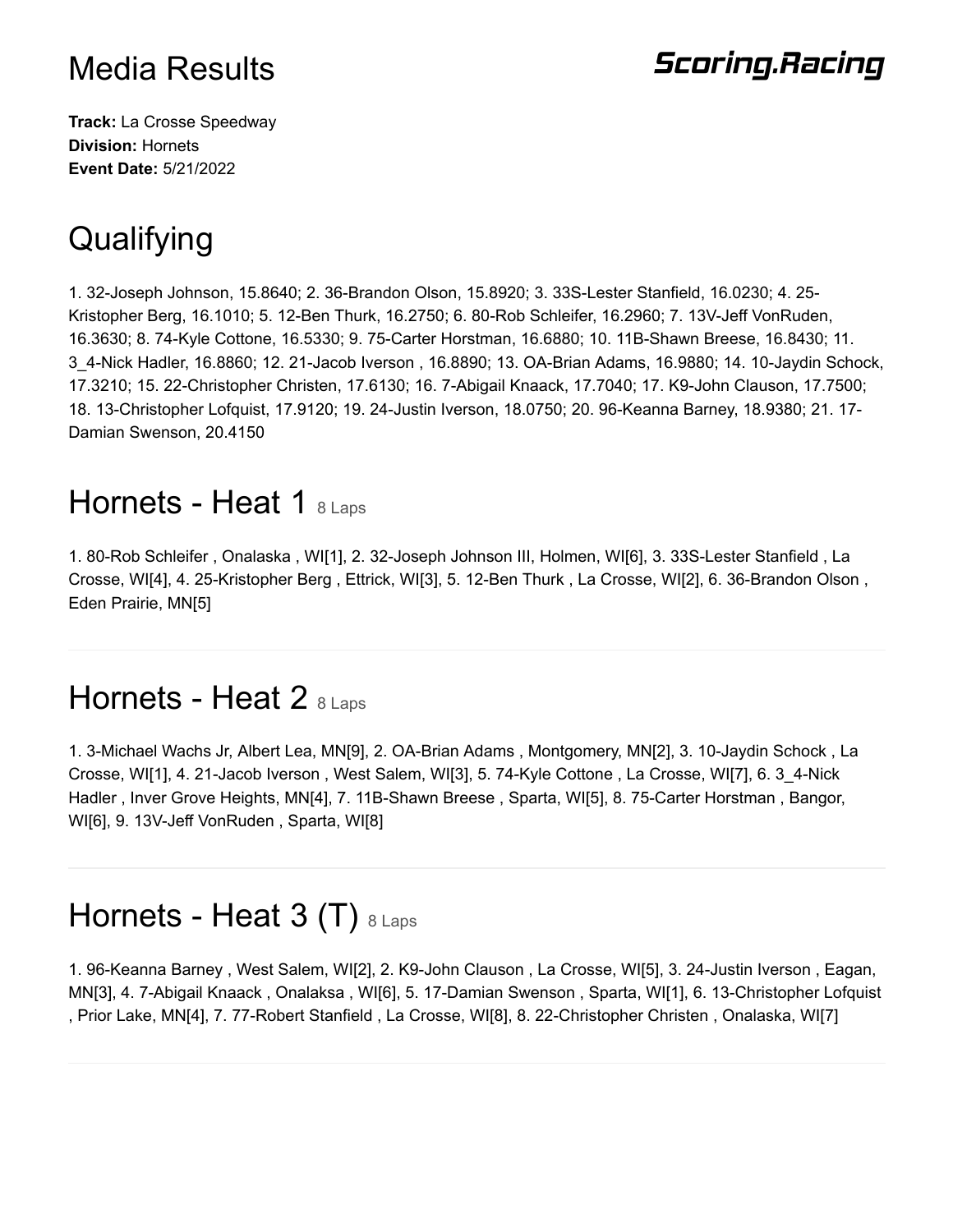# Media Results

**Scoring.Racing**

**Track:** La Crosse Speedway
**Division:** Hornets
**Event Date:** 5/21/2022

# Qualifying

1. 32-Joseph Johnson, 15.8640; 2. 36-Brandon Olson, 15.8920; 3. 33S-Lester Stanfield, 16.0230; 4. 25-Kristopher Berg, 16.1010; 5. 12-Ben Thurk, 16.2750; 6. 80-Rob Schleifer, 16.2960; 7. 13V-Jeff VonRuden, 16.3630; 8. 74-Kyle Cottone, 16.5330; 9. 75-Carter Horstman, 16.6880; 10. 11B-Shawn Breese, 16.8430; 11. 3_4-Nick Hadler, 16.8860; 12. 21-Jacob Iverson , 16.8890; 13. OA-Brian Adams, 16.9880; 14. 10-Jaydin Schock, 17.3210; 15. 22-Christopher Christen, 17.6130; 16. 7-Abigail Knaack, 17.7040; 17. K9-John Clauson, 17.7500; 18. 13-Christopher Lofquist, 17.9120; 19. 24-Justin Iverson, 18.0750; 20. 96-Keanna Barney, 18.9380; 21. 17-Damian Swenson, 20.4150

# Hornets - Heat 1 8 Laps

1. 80-Rob Schleifer , Onalaska , WI[1], 2. 32-Joseph Johnson III, Holmen, WI[6], 3. 33S-Lester Stanfield , La Crosse, WI[4], 4. 25-Kristopher Berg , Ettrick, WI[3], 5. 12-Ben Thurk , La Crosse, WI[2], 6. 36-Brandon Olson , Eden Prairie, MN[5]

---

# Hornets - Heat 2 8 Laps

1. 3-Michael Wachs Jr, Albert Lea, MN[9], 2. OA-Brian Adams , Montgomery, MN[2], 3. 10-Jaydin Schock , La Crosse, WI[1], 4. 21-Jacob Iverson , West Salem, WI[3], 5. 74-Kyle Cottone , La Crosse, WI[7], 6. 3_4-Nick Hadler , Inver Grove Heights, MN[4], 7. 11B-Shawn Breese , Sparta, WI[5], 8. 75-Carter Horstman , Bangor, WI[6], 9. 13V-Jeff VonRuden , Sparta, WI[8]

---

# Hornets - Heat 3 (T) 8 Laps

1. 96-Keanna Barney , West Salem, WI[2], 2. K9-John Clauson , La Crosse, WI[5], 3. 24-Justin Iverson , Eagan, MN[3], 4. 7-Abigail Knaack , Onalaksa , WI[6], 5. 17-Damian Swenson , Sparta, WI[1], 6. 13-Christopher Lofquist , Prior Lake, MN[4], 7. 77-Robert Stanfield , La Crosse, WI[8], 8. 22-Christopher Christen , Onalaska, WI[7]

---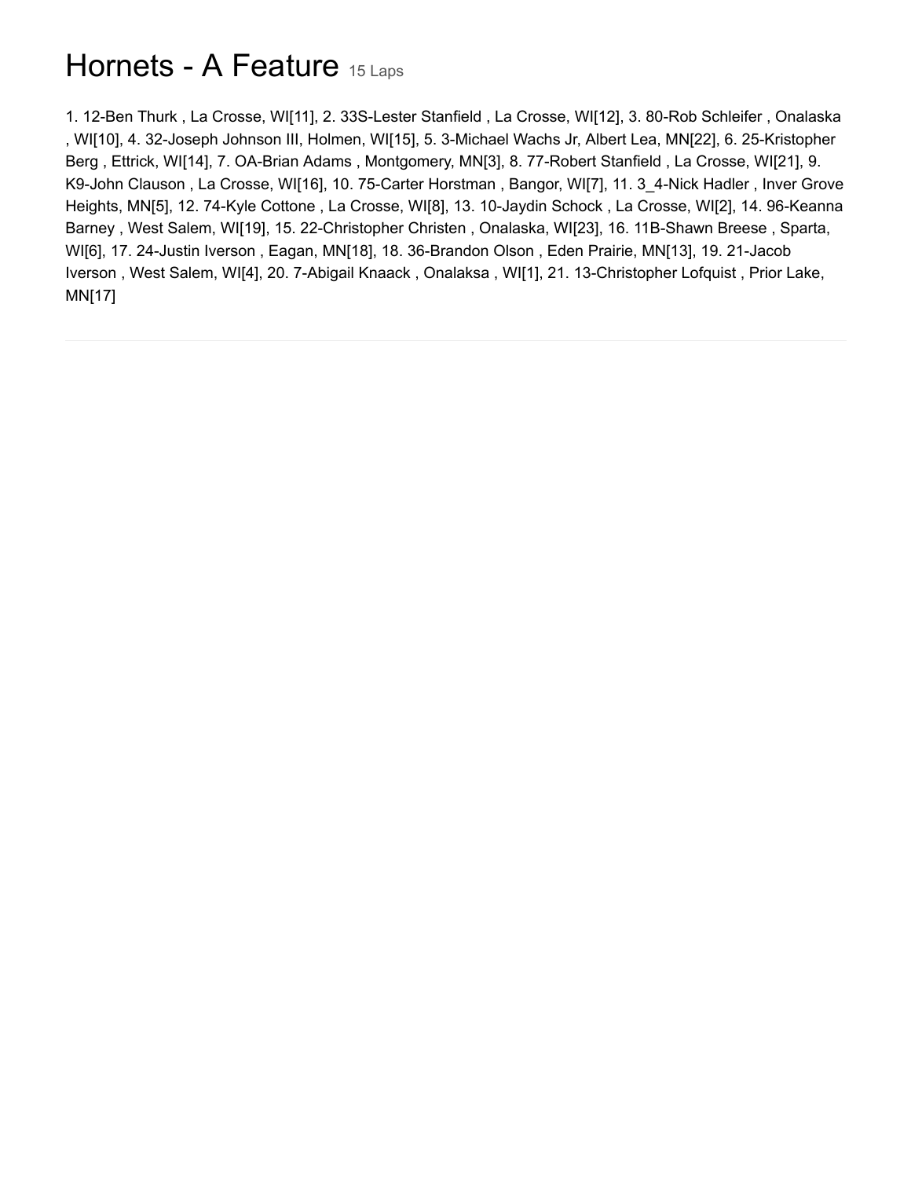# Hornets - A Feature 15 Laps

1. 12-Ben Thurk , La Crosse, WI[11], 2. 33S-Lester Stanfield , La Crosse, WI[12], 3. 80-Rob Schleifer , Onalaska , WI[10], 4. 32-Joseph Johnson III, Holmen, WI[15], 5. 3-Michael Wachs Jr, Albert Lea, MN[22], 6. 25-Kristopher Berg , Ettrick, WI[14], 7. OA-Brian Adams , Montgomery, MN[3], 8. 77-Robert Stanfield , La Crosse, WI[21], 9. K9-John Clauson , La Crosse, WI[16], 10. 75-Carter Horstman , Bangor, WI[7], 11. 3_4-Nick Hadler , Inver Grove Heights, MN[5], 12. 74-Kyle Cottone , La Crosse, WI[8], 13. 10-Jaydin Schock , La Crosse, WI[2], 14. 96-Keanna Barney , West Salem, WI[19], 15. 22-Christopher Christen , Onalaska, WI[23], 16. 11B-Shawn Breese , Sparta, WI[6], 17. 24-Justin Iverson , Eagan, MN[18], 18. 36-Brandon Olson , Eden Prairie, MN[13], 19. 21-Jacob Iverson , West Salem, WI[4], 20. 7-Abigail Knaack , Onalaksa , WI[1], 21. 13-Christopher Lofquist , Prior Lake, MN[17]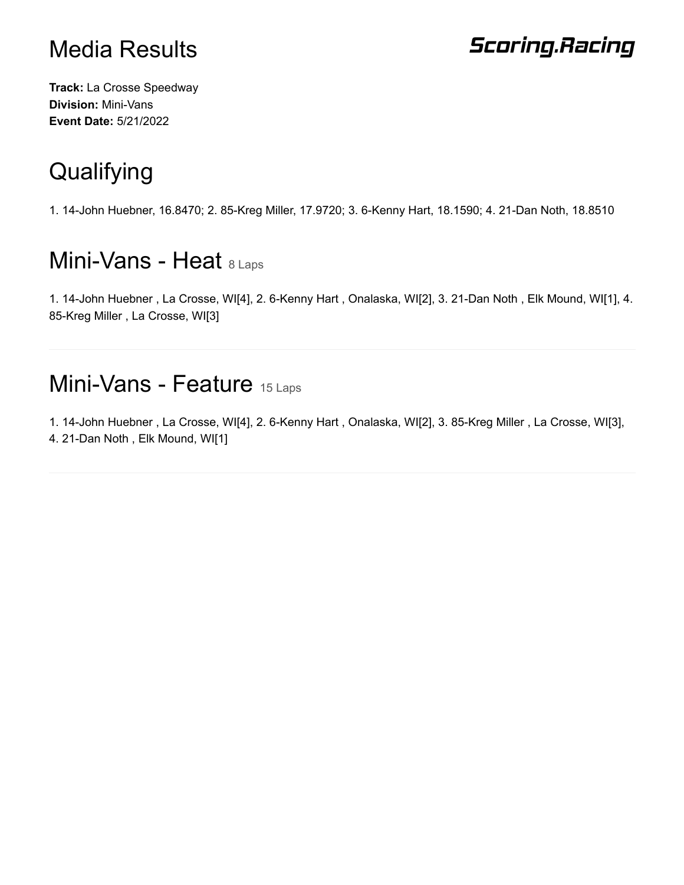# Media Results

**Scoring.Racing**

**Track:** La Crosse Speedway
**Division:** Mini-Vans
**Event Date:** 5/21/2022

## Qualifying

1. 14-John Huebner, 16.8470; 2. 85-Kreg Miller, 17.9720; 3. 6-Kenny Hart, 18.1590; 4. 21-Dan Noth, 18.8510

## Mini-Vans - Heat 8 Laps

1. 14-John Huebner , La Crosse, WI[4], 2. 6-Kenny Hart , Onalaska, WI[2], 3. 21-Dan Noth , Elk Mound, WI[1], 4. 85-Kreg Miller , La Crosse, WI[3]

---

## Mini-Vans - Feature 15 Laps

1. 14-John Huebner , La Crosse, WI[4], 2. 6-Kenny Hart , Onalaska, WI[2], 3. 85-Kreg Miller , La Crosse, WI[3], 4. 21-Dan Noth , Elk Mound, WI[1]

---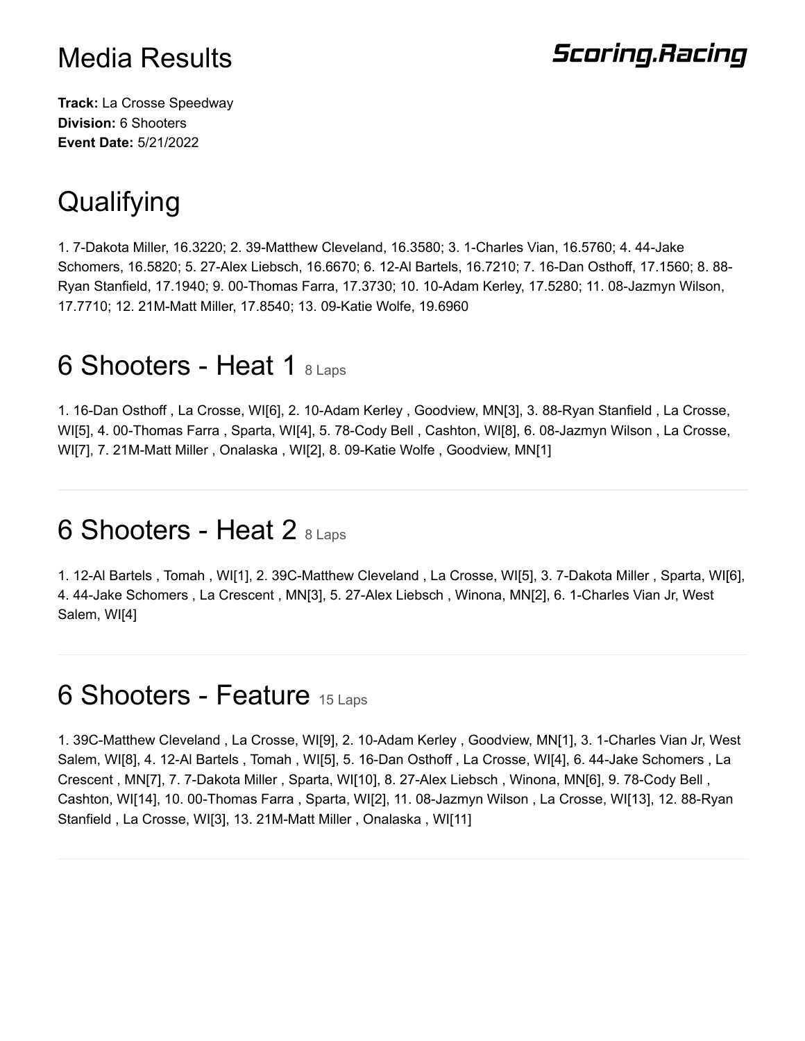# Media Results

**Scoring.Racing**

**Track:** La Crosse Speedway
**Division:** 6 Shooters
**Event Date:** 5/21/2022

## Qualifying

1. 7-Dakota Miller, 16.3220; 2. 39-Matthew Cleveland, 16.3580; 3. 1-Charles Vian, 16.5760; 4. 44-Jake Schomers, 16.5820; 5. 27-Alex Liebsch, 16.6670; 6. 12-Al Bartels, 16.7210; 7. 16-Dan Osthoff, 17.1560; 8. 88-Ryan Stanfield, 17.1940; 9. 00-Thomas Farra, 17.3730; 10. 10-Adam Kerley, 17.5280; 11. 08-Jazmyn Wilson, 17.7710; 12. 21M-Matt Miller, 17.8540; 13. 09-Katie Wolfe, 19.6960

## 6 Shooters - Heat 1 8 Laps

1. 16-Dan Osthoff , La Crosse, WI[6], 2. 10-Adam Kerley , Goodview, MN[3], 3. 88-Ryan Stanfield , La Crosse, WI[5], 4. 00-Thomas Farra , Sparta, WI[4], 5. 78-Cody Bell , Cashton, WI[8], 6. 08-Jazmyn Wilson , La Crosse, WI[7], 7. 21M-Matt Miller , Onalaska , WI[2], 8. 09-Katie Wolfe , Goodview, MN[1]

## 6 Shooters - Heat 2 8 Laps

1. 12-Al Bartels , Tomah , WI[1], 2. 39C-Matthew Cleveland , La Crosse, WI[5], 3. 7-Dakota Miller , Sparta, WI[6], 4. 44-Jake Schomers , La Crescent , MN[3], 5. 27-Alex Liebsch , Winona, MN[2], 6. 1-Charles Vian Jr, West Salem, WI[4]

## 6 Shooters - Feature 15 Laps

1. 39C-Matthew Cleveland , La Crosse, WI[9], 2. 10-Adam Kerley , Goodview, MN[1], 3. 1-Charles Vian Jr, West Salem, WI[8], 4. 12-Al Bartels , Tomah , WI[5], 5. 16-Dan Osthoff , La Crosse, WI[4], 6. 44-Jake Schomers , La Crescent , MN[7], 7. 7-Dakota Miller , Sparta, WI[10], 8. 27-Alex Liebsch , Winona, MN[6], 9. 78-Cody Bell , Cashton, WI[14], 10. 00-Thomas Farra , Sparta, WI[2], 11. 08-Jazmyn Wilson , La Crosse, WI[13], 12. 88-Ryan Stanfield , La Crosse, WI[3], 13. 21M-Matt Miller , Onalaska , WI[11]